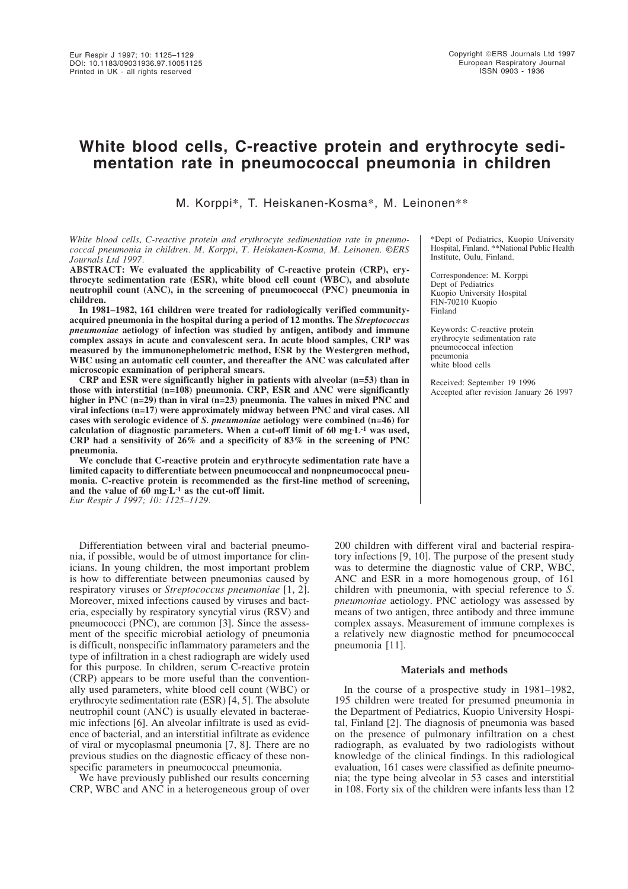# White blood cells, C-reactive protein and erythrocyte sedimentation rate in pneumococcal pneumonia in children

M. Korppi*, T. Heiskanen-Kosma*, M. Leinonen**

*White blood cells, C-reactive protein and erythrocyte sedimentation rate in pneumococcal pneumonia in children. M. Korppi, T. Heiskanen-Kosma, M. Leinonen. ©ERS Journals Ltd 1997.*

**ABSTRACT: We evaluated the applicability of C-reactive protein (CRP), erythrocyte sedimentation rate (ESR), white blood cell count (WBC), and absolute neutrophil count (ANC), in the screening of pneumococcal (PNC) pneumonia in children.**

**In 1981–1982, 161 children were treated for radiologically verified community-acquired pneumonia in the hospital during a period of 12 months. The *Streptococcus pneumoniae* aetiology of infection was studied by antigen, antibody and immune complex assays in acute and convalescent sera. In acute blood samples, CRP was measured by the immunonephelometric method, ESR by the Westergren method, WBC using an automatic cell counter, and thereafter the ANC was calculated after microscopic examination of peripheral smears.**

**CRP and ESR were significantly higher in patients with alveolar (n=53) than in those with interstitial (n=108) pneumonia. CRP, ESR and ANC were significantly higher in PNC (n=29) than in viral (n=23) pneumonia. The values in mixed PNC and viral infections (n=17) were approximately midway between PNC and viral cases. All cases with serologic evidence of *S. pneumoniae* aetiology were combined (n=46) for calculation of diagnostic parameters. When a cut-off limit of 60 mg·L⁻¹ was used, CRP had a sensitivity of 26% and a specificity of 83% in the screening of PNC pneumonia.**

**We conclude that C-reactive protein and erythrocyte sedimentation rate have a limited capacity to differentiate between pneumococcal and nonpneumococcal pneumonia. C-reactive protein is recommended as the first-line method of screening, and the value of 60 mg·L⁻¹ as the cut-off limit.**

*Eur Respir J 1997; 10: 1125–1129.*

*Dept of Pediatrics, Kuopio University Hospital, Finland. **National Public Health Institute, Oulu, Finland.

Correspondence: M. Korppi
Dept of Pediatrics
Kuopio University Hospital
FIN-70210 Kuopio
Finland

Keywords: C-reactive protein
erythrocyte sedimentation rate
pneumococcal infection
pneumonia
white blood cells

Received: September 19 1996
Accepted after revision January 26 1997

Differentiation between viral and bacterial pneumonia, if possible, would be of utmost importance for clinicians. In young children, the most important problem is how to differentiate between pneumonias caused by respiratory viruses or *Streptococcus pneumoniae* [1, 2]. Moreover, mixed infections caused by viruses and bacteria, especially by respiratory syncytial virus (RSV) and pneumococci (PNC), are common [3]. Since the assessment of the specific microbial aetiology of pneumonia is difficult, nonspecific inflammatory parameters and the type of infiltration in a chest radiograph are widely used for this purpose. In children, serum C-reactive protein (CRP) appears to be more useful than the conventionally used parameters, white blood cell count (WBC) or erythrocyte sedimentation rate (ESR) [4, 5]. The absolute neutrophil count (ANC) is usually elevated in bacteraemic infections [6]. An alveolar infiltrate is used as evidence of bacterial, and an interstitial infiltrate as evidence of viral or mycoplasmal pneumonia [7, 8]. There are no previous studies on the diagnostic efficacy of these nonspecific parameters in pneumococcal pneumonia.

We have previously published our results concerning CRP, WBC and ANC in a heterogeneous group of over 200 children with different viral and bacterial respiratory infections [9, 10]. The purpose of the present study was to determine the diagnostic value of CRP, WBC, ANC and ESR in a more homogenous group, of 161 children with pneumonia, with special reference to *S. pneumoniae* aetiology. PNC aetiology was assessed by means of two antigen, three antibody and three immune complex assays. Measurement of immune complexes is a relatively new diagnostic method for pneumococcal pneumonia [11].

## Materials and methods

In the course of a prospective study in 1981–1982, 195 children were treated for presumed pneumonia in the Department of Pediatrics, Kuopio University Hospital, Finland [2]. The diagnosis of pneumonia was based on the presence of pulmonary infiltration on a chest radiograph, as evaluated by two radiologists without knowledge of the clinical findings. In this radiological evaluation, 161 cases were classified as definite pneumonia; the type being alveolar in 53 cases and interstitial in 108. Forty six of the children were infants less than 12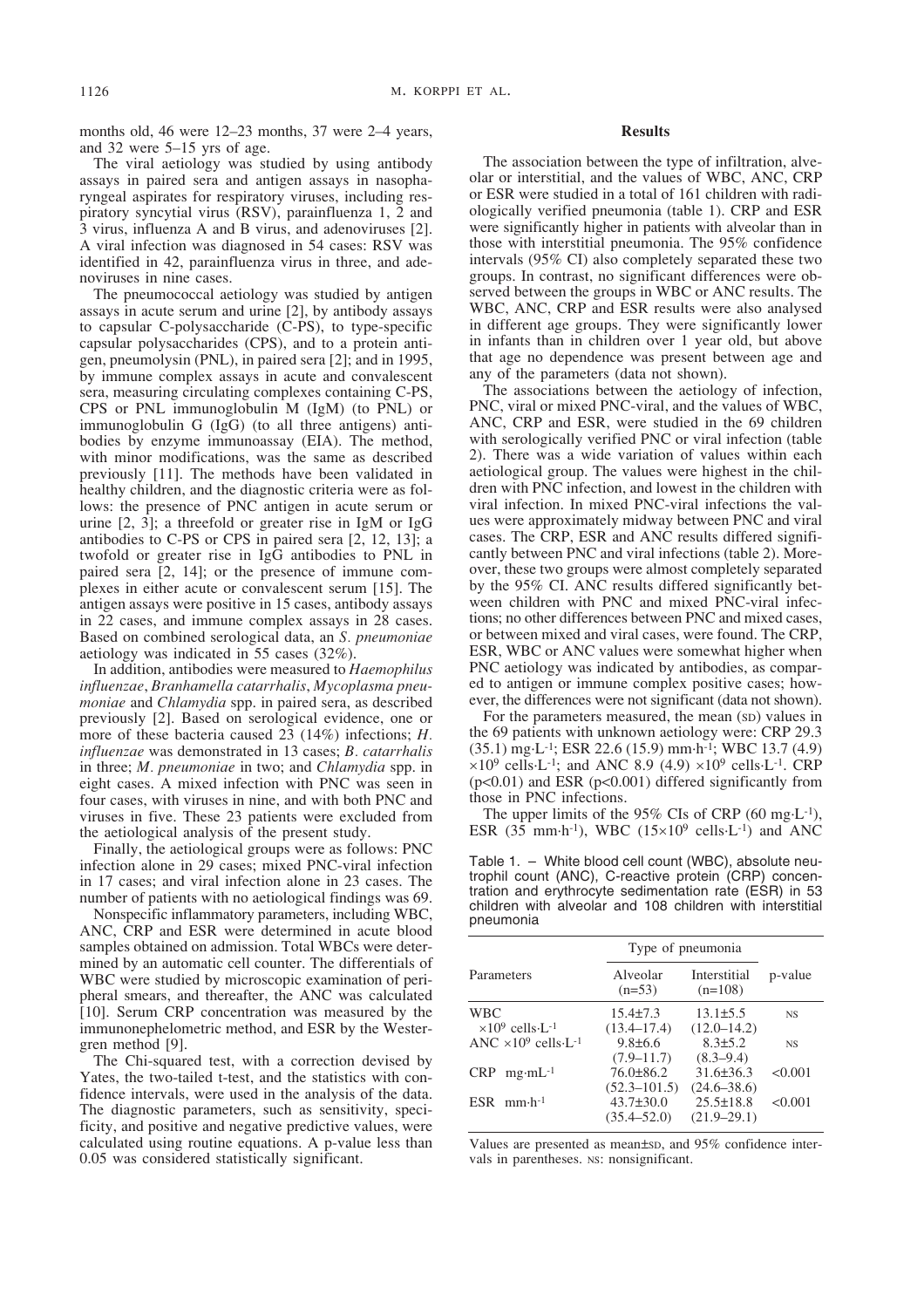months old, 46 were 12–23 months, 37 were 2–4 years, and 32 were 5–15 yrs of age.

The viral aetiology was studied by using antibody assays in paired sera and antigen assays in nasopharyngeal aspirates for respiratory viruses, including respiratory syncytial virus (RSV), parainfluenza 1, 2 and 3 virus, influenza A and B virus, and adenoviruses [2]. A viral infection was diagnosed in 54 cases: RSV was identified in 42, parainfluenza virus in three, and adenoviruses in nine cases.

The pneumococcal aetiology was studied by antigen assays in acute serum and urine [2], by antibody assays to capsular C-polysaccharide (C-PS), to type-specific capsular polysaccharides (CPS), and to a protein antigen, pneumolysin (PNL), in paired sera [2]; and in 1995, by immune complex assays in acute and convalescent sera, measuring circulating complexes containing C-PS, CPS or PNL immunoglobulin M (IgM) (to PNL) or immunoglobulin G (IgG) (to all three antigens) antibodies by enzyme immunoassay (EIA). The method, with minor modifications, was the same as described previously [11]. The methods have been validated in healthy children, and the diagnostic criteria were as follows: the presence of PNC antigen in acute serum or urine [2, 3]; a threefold or greater rise in IgM or IgG antibodies to C-PS or CPS in paired sera [2, 12, 13]; a twofold or greater rise in IgG antibodies to PNL in paired sera [2, 14]; or the presence of immune complexes in either acute or convalescent serum [15]. The antigen assays were positive in 15 cases, antibody assays in 22 cases, and immune complex assays in 28 cases. Based on combined serological data, an *S. pneumoniae* aetiology was indicated in 55 cases (32%).

In addition, antibodies were measured to *Haemophilus influenzae*, *Branhamella catarrhalis*, *Mycoplasma pneumoniae* and *Chlamydia* spp. in paired sera, as described previously [2]. Based on serological evidence, one or more of these bacteria caused 23 (14%) infections; *H. influenzae* was demonstrated in 13 cases; *B. catarrhalis* in three; *M. pneumoniae* in two; and *Chlamydia* spp. in eight cases. A mixed infection with PNC was seen in four cases, with viruses in nine, and with both PNC and viruses in five. These 23 patients were excluded from the aetiological analysis of the present study.

Finally, the aetiological groups were as follows: PNC infection alone in 29 cases; mixed PNC-viral infection in 17 cases; and viral infection alone in 23 cases. The number of patients with no aetiological findings was 69.

Nonspecific inflammatory parameters, including WBC, ANC, CRP and ESR were determined in each blood samples obtained on admission. Total WBCs were determined by an automatic cell counter. The differentials of WBC were studied by microscopic examination of peripheral smears, and thereafter, the ANC was calculated [10]. Serum CRP concentration was measured by the immunonephelometric method, and ESR by the Westergren method [9].

The Chi-squared test, with a correction devised by Yates, the two-tailed t-test, and the statistics with confidence intervals, were used in the analysis of the data. The diagnostic parameters, such as sensitivity, specificity, and positive and negative predictive values, were calculated using routine equations. A p-value less than 0.05 was considered statistically significant.

## Results

The association between the type of infiltration, alveolar or interstitial, and the values of WBC, ANC, CRP or ESR were studied in a total of 161 children with radiologically verified pneumonia (table 1). CRP and ESR were significantly higher in patients with alveolar than in those with interstitial pneumonia. The 95% confidence intervals (95% CI) also completely separated these two groups. In contrast, no significant differences were observed between the groups in WBC or ANC results. The WBC, ANC, CRP and ESR results were also analysed in different age groups. They were significantly lower in infants than in children over 1 year old, but above that age no dependence was present between age and any of the parameters (data not shown).

The associations between the aetiology of infection, PNC, viral or mixed PNC-viral, and the values of WBC, ANC, CRP and ESR, were studied in the 69 children with serologically verified PNC or viral infection (table 2). There was a wide variation of values within each aetiological group. The values were highest in the children with PNC infection, and lowest in the children with viral infection. In mixed PNC-viral infections the values were approximately midway between PNC and viral cases. The CRP, ESR and ANC results differed significantly between PNC and viral infections (table 2). Moreover, these two groups were almost completely separated by the 95% CI. ANC results differed significantly between children with PNC and mixed PNC-viral infections; no other differences between PNC and mixed cases, or between mixed and viral cases, were found. The CRP, ESR, WBC or ANC values were somewhat higher when PNC aetiology was indicated by antibodies, as compared to antigen or immune complex positive cases; however, the differences were not significant (data not shown).

For the parameters measured, the mean (SD) values in the 69 patients with unknown aetiology were: CRP 29.3 (35.1) mg·L$^{-1}$; ESR 22.6 (15.9) mm·h$^{-1}$; WBC 13.7 (4.9) $\times 10^9$ cells·L$^{-1}$; and ANC 8.9 (4.9) $\times 10^9$ cells·L$^{-1}$. CRP ($p<0.01$) and ESR ($p<0.001$) differed significantly from those in PNC infections.

The upper limits of the 95% CIs of CRP (60 mg·L$^{-1}$), ESR (35 mm·h$^{-1}$), WBC ($15\times 10^9$ cells·L$^{-1}$) and ANC

Table 1. – White blood cell count (WBC), absolute neutrophil count (ANC), C-reactive protein (CRP) concentration and erythrocyte sedimentation rate (ESR) in 53 children with alveolar and 108 children with interstitial pneumonia

| Parameters | Type of pneumonia | | p-value |
|---|---|---|---|
| | Alveolar (n=53) | Interstitial (n=108) | |
| WBC $\times 10^9$ cells·L$^{-1}$ | 15.4±7.3 (13.4–17.4) | 13.1±5.5 (12.0–14.2) | NS |
| ANC $\times 10^9$ cells·L$^{-1}$ | 9.8±6.6 (7.9–11.7) | 8.3±5.2 (8.3–9.4) | NS |
| CRP mg·mL$^{-1}$ | 76.0±86.2 (52.3–101.5) | 31.6±36.3 (24.6–38.6) | <0.001 |
| ESR mm·h$^{-1}$ | 43.7±30.0 (35.4–52.0) | 25.5±18.8 (21.9–29.1) | <0.001 |

Values are presented as mean±SD, and 95% confidence intervals in parentheses. NS: nonsignificant.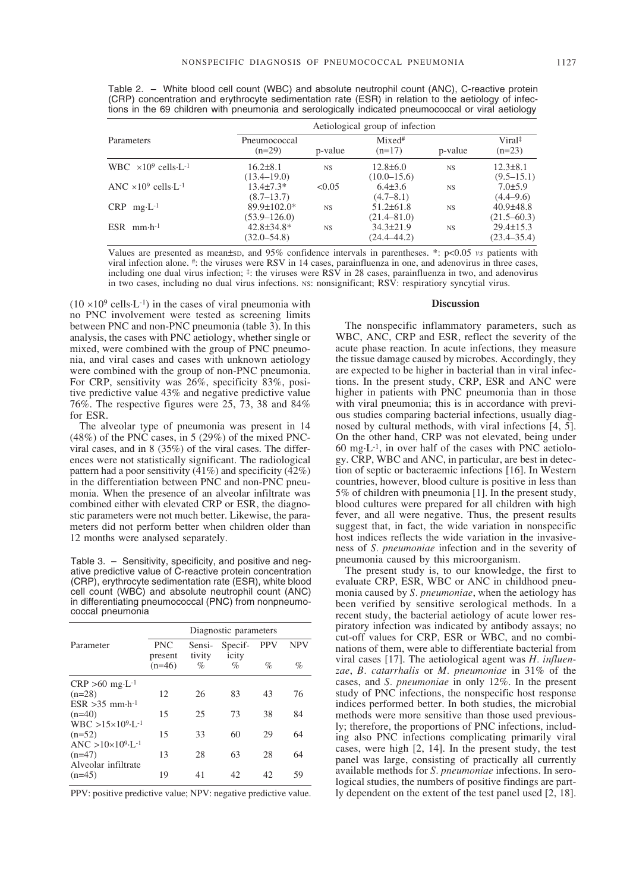Table 2. – White blood cell count (WBC) and absolute neutrophil count (ANC), C-reactive protein (CRP) concentration and erythrocyte sedimentation rate (ESR) in relation to the aetiology of infections in the 69 children with pneumonia and serologically indicated pneumococcal or viral aetiology

| Parameters | Aetiological group of infection | | | | |
|---|---|---|---|---|---|
| | Pneumococcal (n=29) | p-value | Mixed# (n=17) | p-value | Viral‡ (n=23) |
| WBC $\times 10^9$ cells·L$^{-1}$ | 16.2±8.1 (13.4–19.0) | NS | 12.8±6.0 (10.0–15.6) | NS | 12.3±8.1 (9.5–15.1) |
| ANC $\times 10^9$ cells·L$^{-1}$ | 13.4±7.3* (8.7–13.7) | <0.05 | 6.4±3.6 (4.7–8.1) | NS | 7.0±5.9 (4.4–9.6) |
| CRP mg·L$^{-1}$ | 89.9±102.0* (53.9–126.0) | NS | 51.2±61.8 (21.4–81.0) | NS | 40.9±48.8 (21.5–60.3) |
| ESR mm·h$^{-1}$ | 42.8±34.8* (32.0–54.8) | NS | 34.3±21.9 (24.4–44.2) | NS | 29.4±15.3 (23.4–35.4) |

Values are presented as mean±SD, and 95% confidence intervals in parentheses. *: p<0.05 *vs* patients with viral infection alone. #: the viruses were RSV in 14 cases, parainfluenza in one, and adenovirus in three cases, including one dual virus infection; ‡: the viruses were RSV in 28 cases, parainfluenza in two, and adenovirus in two cases, including no dual virus infections. NS: nonsignificant; RSV: respiratory syncytial virus.

($10 \times 10^9$ cells·L$^{-1}$) in the cases of viral pneumonia with no PNC involvement were tested as screening limits between PNC and non-PNC pneumonia (table 3). In this analysis, the cases with PNC aetiology, whether single or mixed, were combined with the group of PNC pneumonia, and viral cases and cases with unknown aetiology were combined with the group of non-PNC pneumonia. For CRP, sensitivity was 26%, specificity 83%, positive predictive value 43% and negative predictive value 76%. The respective figures were 25, 73, 38 and 84% for ESR.

The alveolar type of pneumonia was present in 14 (48%) of the PNC cases, in 5 (29%) of the mixed PNC-viral cases, and in 8 (35%) of the viral cases. The differences were not statistically significant. The radiological pattern had a poor sensitivity (41%) and specificity (42%) in the differentiation between PNC and non-PNC pneumonia. When the presence of an alveolar infiltrate was combined either with elevated CRP or ESR, the diagnostic parameters were not much better. Likewise, the parameters did not perform better when children older than 12 months were analysed separately.

Table 3. – Sensitivity, specificity, and positive and negative predictive value of C-reactive protein concentration (CRP), erythrocyte sedimentation rate (ESR), white blood cell count (WBC) and absolute neutrophil count (ANC) in differentiating pneumococcal (PNC) from nonpneumococcal pneumonia

| Parameter | Diagnostic parameters | | | | |
|---|---|---|---|---|---|
| | PNC present (n=46) | Sensitivity % | Specificity % | PPV % | NPV % |
| CRP >60 mg·L$^{-1}$ (n=28) | 12 | 26 | 83 | 43 | 76 |
| ESR >35 mm·h$^{-1}$ (n=40) | 15 | 25 | 73 | 38 | 84 |
| WBC $>15 \times 10^9$·L$^{-1}$ (n=52) | 15 | 33 | 60 | 29 | 64 |
| ANC $>10 \times 10^9$·L$^{-1}$ (n=47) | 13 | 28 | 63 | 28 | 64 |
| Alveolar infiltrate (n=45) | 19 | 41 | 42 | 42 | 59 |

PPV: positive predictive value; NPV: negative predictive value.

## Discussion

The nonspecific inflammatory parameters, such as WBC, ANC, CRP and ESR, reflect the severity of the acute phase reaction. In acute infections, they measure the tissue damage caused by microbes. Accordingly, they are expected to be higher in bacterial than in viral infections. In the present study, CRP, ESR and ANC were higher in patients with PNC pneumonia than in those with viral pneumonia; this is in accordance with previous studies comparing bacterial infections, usually diagnosed by cultural methods, with viral infections [4, 5]. On the other hand, CRP was not elevated, being under 60 mg·L$^{-1}$, in over half of the cases with PNC aetiology. CRP, WBC and ANC, in particular, are best in detection of septic or bacteraemic infections [16]. In Western countries, however, blood culture is positive in less than 5% of children with pneumonia [1]. In the present study, blood cultures were prepared for all children with high fever, and all were negative. Thus, the present results suggest that, in fact, the wide variation in nonspecific host indices reflects the wide variation in the invasiveness of *S. pneumoniae* infection and in the severity of pneumonia caused by this microorganism.

The present study is, to our knowledge, the first to evaluate CRP, ESR, WBC or ANC in childhood pneumonia caused by *S. pneumoniae*, when the aetiology has been verified by sensitive serological methods. In a recent study, the bacterial aetiology of acute lower respiratory infection was indicated by antibody assays; no cut-off values for CRP, ESR or WBC, and no combinations of them, were able to differentiate bacterial from viral cases [17]. The aetiological agent was *H. influenzae*, *B. catarrhalis* or *M. pneumoniae* in 31% of the cases, and *S. pneumoniae* in only 12%. In the present study of PNC infections, the nonspecific host response indices performed better. In both studies, the microbial methods were more sensitive than those used previously; therefore, the proportions of PNC infections, including also PNC infections complicating primarily viral cases, were high [2, 14]. In the present study, the test panel was large, consisting of practically all currently available methods for *S. pneumoniae* infections. In serological studies, the numbers of positive findings are partly dependent on the extent of the test panel used [2, 18].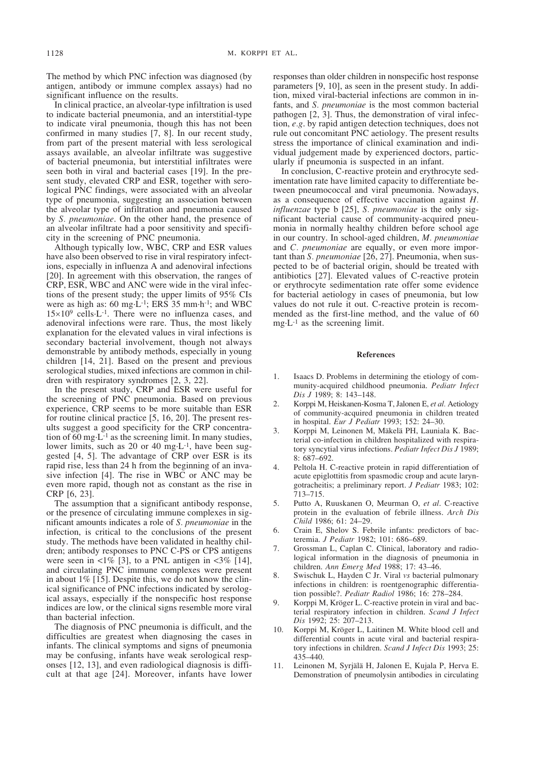The method by which PNC infection was diagnosed (by antigen, antibody or immune complex assays) had no significant influence on the results.

In clinical practice, an alveolar-type infiltration is used to indicate bacterial pneumonia, and an interstitial-type to indicate viral pneumonia, though this has not been confirmed in many studies [7, 8]. In our recent study, from part of the present material with less serological assays available, an alveolar infiltrate was suggestive of bacterial pneumonia, but interstitial infiltrates were seen both in viral and bacterial cases [19]. In the present study, elevated CRP and ESR, together with serological PNC findings, were associated with an alveolar type of pneumonia, suggesting an association between the alveolar type of infiltration and pneumonia caused by *S. pneumoniae*. On the other hand, the presence of an alveolar infiltrate had a poor sensitivity and specificity in the screening of PNC pneumonia.

Although typically low, WBC, CRP and ESR values have also been observed to rise in viral respiratory infections, especially in influenza A and adenoviral infections [20]. In agreement with this observation, the ranges of CRP, ESR, WBC and ANC were wide in the viral infections of the present study; the upper limits of 95% CIs were as high as: 60 mg·L$^{-1}$; ERS 35 mm·h$^{-1}$; and WBC $15 \times 10^9$ cells·L$^{-1}$. There were no influenza cases, and adenoviral infections were rare. Thus, the most likely explanation for the elevated values in viral infections is secondary bacterial involvement, though not always demonstrable by antibody methods, especially in young children [14, 21]. Based on the present and previous serological studies, mixed infections are common in children with respiratory syndromes [2, 3, 22].

In the present study, CRP and ESR were useful for the screening of PNC pneumonia. Based on previous experience, CRP seems to be more suitable than ESR for routine clinical practice [5, 16, 20]. The present results suggest a good specificity for the CRP concentration of 60 mg·L$^{-1}$ as the screening limit. In many studies, lower limits, such as 20 or 40 mg·L$^{-1}$, have been suggested [4, 5]. The advantage of CRP over ESR is its rapid rise, less than 24 h from the beginning of an invasive infection [4]. The rise in WBC or ANC may be even more rapid, though not as constant as the rise in CRP [6, 23].

The assumption that a significant antibody response, or the presence of circulating immune complexes in significant amounts indicates a role of *S. pneumoniae* in the infection, is critical to the conclusions of the present study. The methods have been validated in healthy children; antibody responses to PNC C-PS or CPS antigens were seen in <1% [3], to a PNL antigen in <3% [14], and circulating PNC immune complexes were present in about 1% [15]. Despite this, we do not know the clinical significance of PNC infections indicated by serological assays, especially if the nonspecific host response indices are low, or the clinical signs resemble more viral than bacterial infection.

The diagnosis of PNC pneumonia is difficult, and the difficulties are greatest when diagnosing the cases in infants. The clinical symptoms and signs of pneumonia may be confusing, infants have weak serological responses [12, 13], and even radiological diagnosis is difficult at that age [24]. Moreover, infants have lower responses than older children in nonspecific host response parameters [9, 10], as seen in the present study. In addition, mixed viral-bacterial infections are common in infants, and *S. pneumoniae* is the most common bacterial pathogen [2, 3]. Thus, the demonstration of viral infection, *e.g.* by rapid antigen detection techniques, does not rule out concomitant PNC aetiology. The present results stress the importance of clinical examination and individual judgement made by experienced doctors, particularly if pneumonia is suspected in an infant.

In conclusion, C-reactive protein and erythrocyte sedimentation rate have limited capacity to differentiate between pneumococcal and viral pneumonia. Nowadays, as a consequence of effective vaccination against *H. influenzae* type b [25], *S. pneumoniae* is the only significant bacterial cause of community-acquired pneumonia in normally healthy children before school age in our country. In school-aged children, *M. pneumoniae* and *C. pneumoniae* are equally, or even more important than *S. pneumoniae* [26, 27]. Pneumonia, when suspected to be of bacterial origin, should be treated with antibiotics [27]. Elevated values of C-reactive protein or erythrocyte sedimentation rate offer some evidence for bacterial aetiology in cases of pneumonia, but low values do not rule it out. C-reactive protein is recommended as the first-line method, and the value of 60 mg·L$^{-1}$ as the screening limit.

## References

1. Isaacs D. Problems in determining the etiology of community-acquired childhood pneumonia. *Pediatr Infect Dis J* 1989; 8: 143–148.
2. Korppi M, Heiskanen-Kosma T, Jalonen E, *et al.* Aetiology of community-acquired pneumonia in children treated in hospital. *Eur J Pediatr* 1993; 152: 24–30.
3. Korppi M, Leinonen M, Mäkelä PH, Launiala K. Bacterial co-infection in children hospitalized with respiratory syncytial virus infections. *Pediatr Infect Dis J* 1989; 8: 687–692.
4. Peltola H. C-reactive protein in rapid differentiation of acute epiglottitis from spasmodic croup and acute laryngotracheitis; a preliminary report. *J Pediatr* 1983; 102: 713–715.
5. Putto A, Ruuskanen O, Meurman O, *et al.* C-reactive protein in the evaluation of febrile illness. *Arch Dis Child* 1986; 61: 24–29.
6. Crain E, Shelov S. Febrile infants: predictors of bacteremia. *J Pediatr* 1982; 101: 686–689.
7. Grossman L, Caplan C. Clinical, laboratory and radiological information in the diagnosis of pneumonia in children. *Ann Emerg Med* 1988; 17: 43–46.
8. Swischuk L, Hayden C Jr. Viral *vs* bacterial pulmonary infections in children: is roentgenographic differentiation possible?. *Pediatr Radiol* 1986; 16: 278–284.
9. Korppi M, Kröger L. C-reactive protein in viral and bacterial respiratory infection in children. *Scand J Infect Dis* 1992; 25: 207–213.
10. Korppi M, Kröger L, Laitinen M. White blood cell and differential counts in acute viral and bacterial respiratory infections in children. *Scand J Infect Dis* 1993; 25: 435–440.
11. Leinonen M, Syrjälä H, Jalonen E, Kujala P, Herva E. Demonstration of pneumolysin antibodies in circulating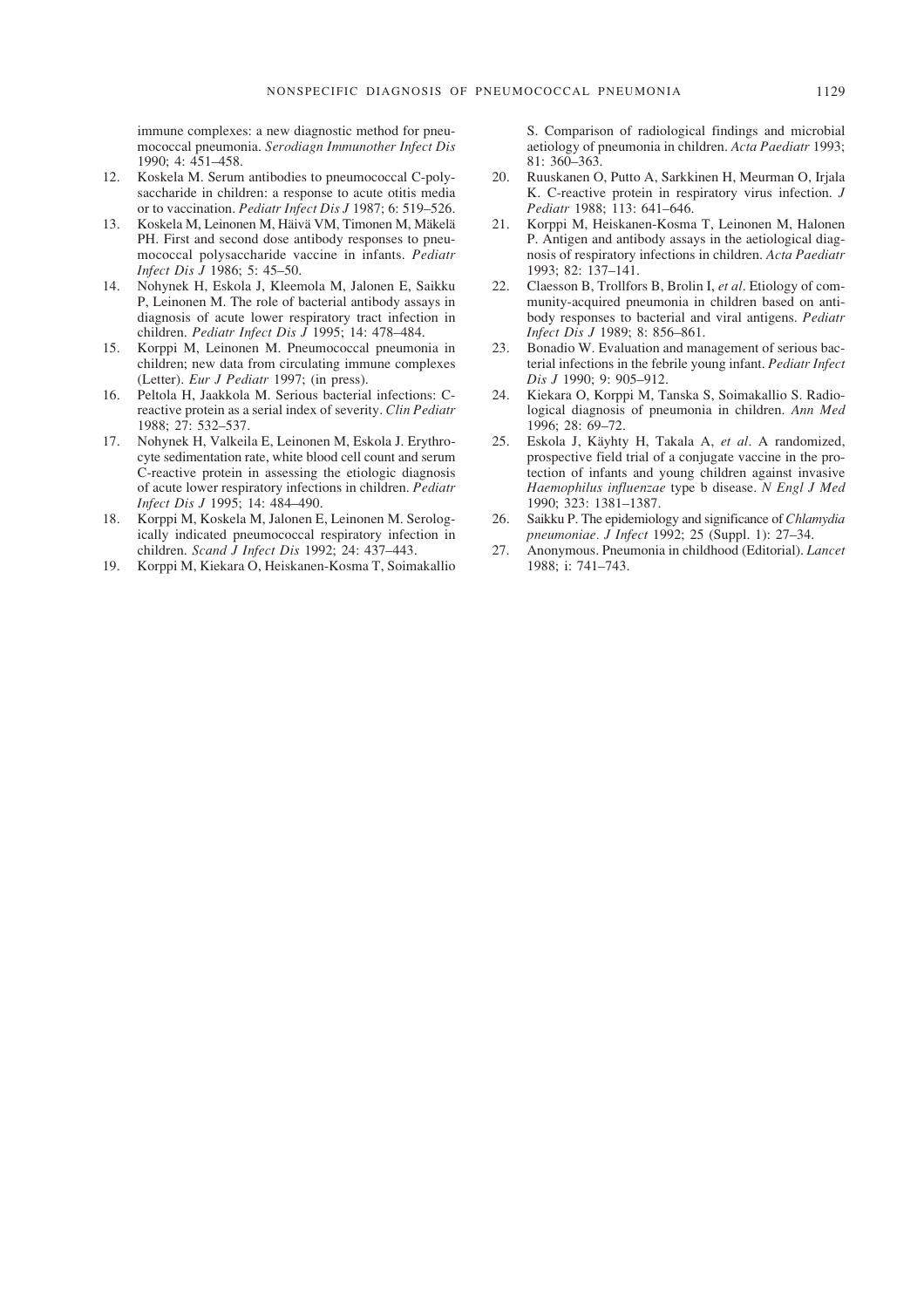immune complexes: a new diagnostic method for pneumococcal pneumonia. *Serodiagn Immunother Infect Dis* 1990; 4: 451–458.

12. Koskela M. Serum antibodies to pneumococcal C-polysaccharide in children: a response to acute otitis media or to vaccination. *Pediatr Infect Dis J* 1987; 6: 519–526.
13. Koskela M, Leinonen M, Häivä VM, Timonen M, Mäkelä PH. First and second dose antibody responses to pneumococcal polysaccharide vaccine in infants. *Pediatr Infect Dis J* 1986; 5: 45–50.
14. Nohynek H, Eskola J, Kleemola M, Jalonen E, Saikku P, Leinonen M. The role of bacterial antibody assays in diagnosis of acute lower respiratory tract infection in children. *Pediatr Infect Dis J* 1995; 14: 478–484.
15. Korppi M, Leinonen M. Pneumococcal pneumonia in children; new data from circulating immune complexes (Letter). *Eur J Pediatr* 1997; (in press).
16. Peltola H, Jaakkola M. Serious bacterial infections: C-reactive protein as a serial index of severity. *Clin Pediatr* 1988; 27: 532–537.
17. Nohynek H, Valkeila E, Leinonen M, Eskola J. Erythrocyte sedimentation rate, white blood cell count and serum C-reactive protein in assessing the etiologic diagnosis of acute lower respiratory infections in children. *Pediatr Infect Dis J* 1995; 14: 484–490.
18. Korppi M, Koskela M, Jalonen E, Leinonen M. Serologically indicated pneumococcal respiratory infection in children. *Scand J Infect Dis* 1992; 24: 437–443.
19. Korppi M, Kiekara O, Heiskanen-Kosma T, Soimakallio S. Comparison of radiological findings and microbial aetiology of pneumonia in children. *Acta Paediatr* 1993; 81: 360–363.
20. Ruuskanen O, Putto A, Sarkkinen H, Meurman O, Irjala K. C-reactive protein in respiratory virus infection. *J Pediatr* 1988; 113: 641–646.
21. Korppi M, Heiskanen-Kosma T, Leinonen M, Halonen P. Antigen and antibody assays in the aetiological diagnosis of respiratory infections in children. *Acta Paediatr* 1993; 82: 137–141.
22. Claesson B, Trollfors B, Brolin I, *et al*. Etiology of community-acquired pneumonia in children based on antibody responses to bacterial and viral antigens. *Pediatr Infect Dis J* 1989; 8: 856–861.
23. Bonadio W. Evaluation and management of serious bacterial infections in the febrile young infant. *Pediatr Infect Dis J* 1990; 9: 905–912.
24. Kiekara O, Korppi M, Tanska S, Soimakallio S. Radiological diagnosis of pneumonia in children. *Ann Med* 1996; 28: 69–72.
25. Eskola J, Käyhty H, Takala A, *et al*. A randomized, prospective field trial of a conjugate vaccine in the protection of infants and young children against invasive *Haemophilus influenzae* type b disease. *N Engl J Med* 1990; 323: 1381–1387.
26. Saikku P. The epidemiology and significance of *Chlamydia pneumoniae*. *J Infect* 1992; 25 (Suppl. 1): 27–34.
27. Anonymous. Pneumonia in childhood (Editorial). *Lancet* 1988; i: 741–743.